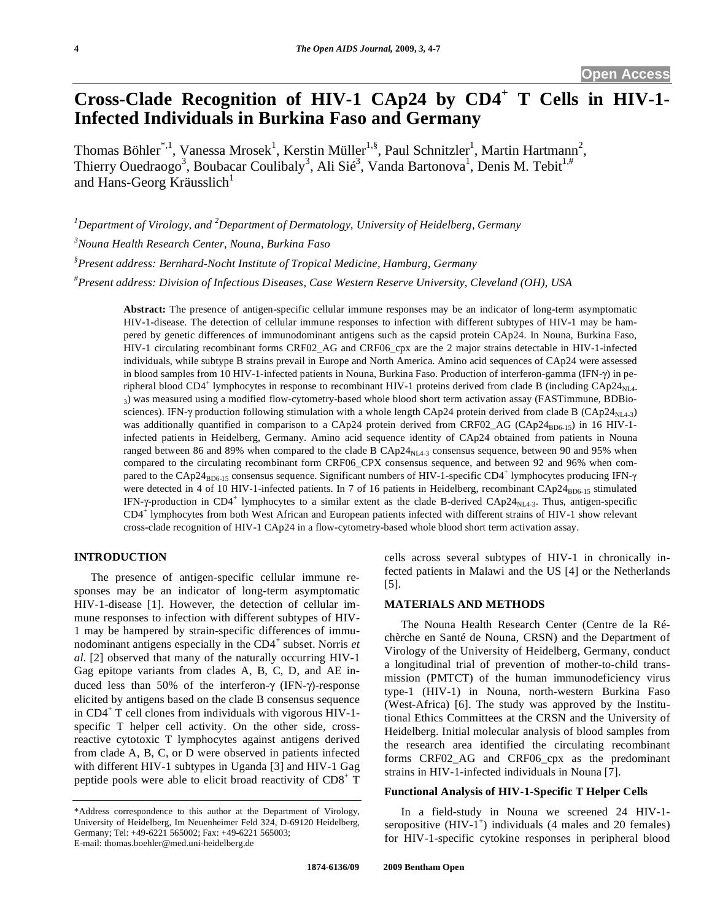Open Access

# Cross-Clade Recognition of HIV-1 CAp24 by $CD4^+$ T Cells in HIV-1-Infected Individuals in Burkina Faso and Germany

Thomas Böhler[*,1], Vanessa Mrosek[1], Kerstin Müller[1,§], Paul Schnitzler[1], Martin Hartmann[2], Thierry Ouedraogo[3], Boubacar Coulibaly[3], Ali Sié[3], Vanda Bartonova[1], Denis M. Tebit[1,#] and Hans-Georg Kräusslich[1]

[1]Department of Virology, and [2]Department of Dermatology, University of Heidelberg, Germany

[3]Nouna Health Research Center, Nouna, Burkina Faso

[§]Present address: Bernhard-Nocht Institute of Tropical Medicine, Hamburg, Germany

[#]Present address: Division of Infectious Diseases, Case Western Reserve University, Cleveland (OH), USA

**Abstract:** The presence of antigen-specific cellular immune responses may be an indicator of long-term asymptomatic HIV-1-disease. The detection of cellular immune responses to infection with different subtypes of HIV-1 may be hampered by genetic differences of immunodominant antigens such as the capsid protein CAp24. In Nouna, Burkina Faso, HIV-1 circulating recombinant forms CRF02_AG and CRF06_cpx are the 2 major strains detectable in HIV-1-infected individuals, while subtype B strains prevail in Europe and North America. Amino acid sequences of CAp24 were assessed in blood samples from 10 HIV-1-infected patients in Nouna, Burkina Faso. Production of interferon-gamma (IFN-γ) in peripheral blood $CD4^+$ lymphocytes in response to recombinant HIV-1 proteins derived from clade B (including $CAp24_{NL4-3}$) was measured using a modified flow-cytometry-based whole blood short term activation assay (FASTimmune, BDBiosciences). IFN-γ production following stimulation with a whole length CAp24 protein derived from clade B ($CAp24_{NL4-3}$) was additionally quantified in comparison to a CAp24 protein derived from CRF02_AG ($CAp24_{BD6-15}$) in 16 HIV-1-infected patients in Heidelberg, Germany. Amino acid sequence identity of CAp24 obtained from patients in Nouna ranged between 86 and 89% when compared to the clade B $CAp24_{NL4-3}$ consensus sequence, between 90 and 95% when compared to the circulating recombinant form CRF06_CPX consensus sequence, and between 92 and 96% when compared to the $CAp24_{BD6-15}$ consensus sequence. Significant numbers of HIV-1-specific $CD4^+$ lymphocytes producing IFN-γ were detected in 4 of 10 HIV-1-infected patients. In 7 of 16 patients in Heidelberg, recombinant $CAp24_{BD6-15}$ stimulated IFN-γ-production in $CD4^+$ lymphocytes to a similar extent as the clade B-derived $CAp24_{NL4-3}$. Thus, antigen-specific $CD4^+$ lymphocytes from both West African and European patients infected with different strains of HIV-1 show relevant cross-clade recognition of HIV-1 CAp24 in a flow-cytometry-based whole blood short term activation assay.

## INTRODUCTION

The presence of antigen-specific cellular immune responses may be an indicator of long-term asymptomatic HIV-1-disease [1]. However, the detection of cellular immune responses to infection with different subtypes of HIV-1 may be hampered by strain-specific differences of immunodominant antigens especially in the $CD4^+$ subset. Norris *et al.* [2] observed that many of the naturally occurring HIV-1 Gag epitope variants from clades A, B, C, D, and AE induced less than 50% of the interferon-γ (IFN-γ)-response elicited by antigens based on the clade B consensus sequence in $CD4^+$ T cell clones from individuals with vigorous HIV-1-specific T helper cell activity. On the other side, cross-reactive cytotoxic T lymphocytes against antigens derived from clade A, B, C, or D were observed in patients infected with different HIV-1 subtypes in Uganda [3] and HIV-1 Gag peptide pools were able to elicit broad reactivity of $CD8^+$ T cells across several subtypes of HIV-1 in chronically infected patients in Malawi and the US [4] or the Netherlands [5].

## MATERIALS AND METHODS

The Nouna Health Research Center (Centre de la Réchèrche en Santé de Nouna, CRSN) and the Department of Virology of the University of Heidelberg, Germany, conduct a longitudinal trial of prevention of mother-to-child transmission (PMTCT) of the human immunodeficiency virus type-1 (HIV-1) in Nouna, north-western Burkina Faso (West-Africa) [6]. The study was approved by the Institutional Ethics Committees at the CRSN and the University of Heidelberg. Initial molecular analysis of blood samples from the research area identified the circulating recombinant forms CRF02_AG and CRF06_cpx as the predominant strains in HIV-1-infected individuals in Nouna [7].

### Functional Analysis of HIV-1-Specific T Helper Cells

In a field-study in Nouna we screened 24 HIV-1-seropositive ($HIV-1^+$) individuals (4 males and 20 females) for HIV-1-specific cytokine responses in peripheral blood

*Address correspondence to this author at the Department of Virology, University of Heidelberg, Im Neuenheimer Feld 324, D-69120 Heidelberg, Germany; Tel: +49-6221 565002; Fax: +49-6221 565003; E-mail: thomas.boehler@med.uni-heidelberg.de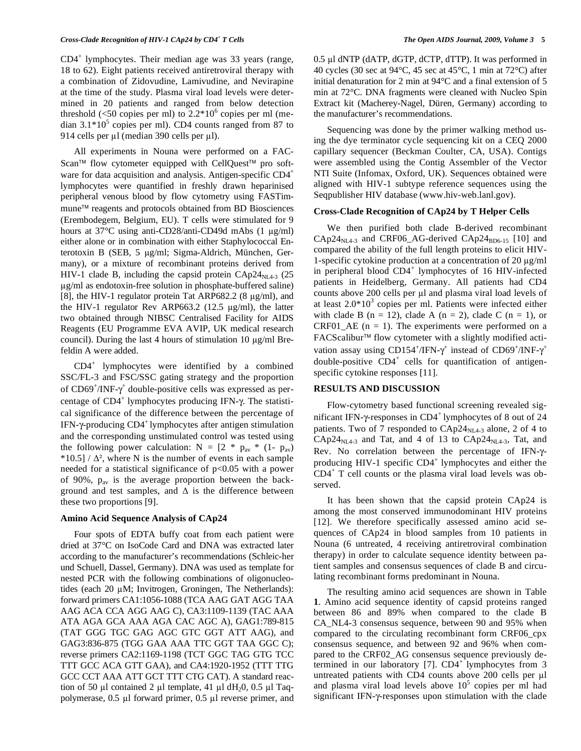$CD4^+$ lymphocytes. Their median age was 33 years (range, 18 to 62). Eight patients received antiretroviral therapy with a combination of Zidovudine, Lamivudine, and Nevirapine at the time of the study. Plasma viral load levels were determined in 20 patients and ranged from below detection threshold (<50 copies per ml) to $2.2*10^6$ copies per ml (median $3.1*10^5$ copies per ml). CD4 counts ranged from 87 to 914 cells per µl (median 390 cells per µl).

All experiments in Nouna were performed on a FACScan™ flow cytometer equipped with CellQuest™ pro software for data acquisition and analysis. Antigen-specific $CD4^+$ lymphocytes were quantified in freshly drawn heparinised peripheral venous blood by flow cytometry using FASTimmune™ reagents and protocols obtained from BD Biosciences (Erembodegem, Belgium, EU). T cells were stimulated for 9 hours at 37°C using anti-CD28/anti-CD49d mAbs (1 µg/ml) either alone or in combination with either Staphylococcal Enterotoxin B (SEB, 5 µg/ml; Sigma-Aldrich, München, Germany), or a mixture of recombinant proteins derived from HIV-1 clade B, including the capsid protein $CAp24_{NL4-3}$ (25 µg/ml as endotoxin-free solution in phosphate-buffered saline) [8], the HIV-1 regulator protein Tat ARP682.2 (8 µg/ml), and the HIV-1 regulator Rev ARP663.2 (12.5 µg/ml), the latter two obtained through NIBSC Centralised Facility for AIDS Reagents (EU Programme EVA AVIP, UK medical research council). During the last 4 hours of stimulation 10 µg/ml Brefeldin A were added.

$CD4^+$ lymphocytes were identified by a combined SSC/FL-3 and FSC/SSC gating strategy and the proportion of $CD69^+$/INF-$\gamma^+$ double-positive cells was expressed as percentage of $CD4^+$ lymphocytes producing IFN-γ. The statistical significance of the difference between the percentage of IFN-γ-producing $CD4^+$ lymphocytes after antigen stimulation and the corresponding unstimulated control was tested using the following power calculation: $N = [2 * p_{av} * (1- p_{av}) *10.5] / \Delta^2$, where N is the number of events in each sample needed for a statistical significance of $p<0.05$ with a power of 90%, $p_{av}$ is the average proportion between the background and test samples, and $\Delta$ is the difference between these two proportions [9].

### Amino Acid Sequence Analysis of CAp24

Four spots of EDTA buffy coat from each patient were dried at 37°C on IsoCode Card and DNA was extracted later according to the manufacturer's recommendations (Schleic-her und Schuell, Dassel, Germany). DNA was used as template for nested PCR with the following combinations of oligonucleotides (each 20 µM; Invitrogen, Groningen, The Netherlands): forward primers CA1:1056-1088 (TCA AAG GAT AGG TAA AAG ACA CCA AGG AAG C), CA3:1109-1139 (TAC AAA ATA AGA GCA AAA AGA CAC AGC A), GAG1:789-815 (TAT GGG TGC GAG AGC GTC GGT ATT AAG), and GAG3:836-875 (TGG GAA AAA TTC GGT TAA GGC C); reverse primers CA2:1169-1198 (TCT GGC TAG GTG TCC TTT GCC ACA GTT GAA), and CA4:1920-1952 (TTT TTG GCC CCT AAA ATT GCT TTT CTG CAT). A standard reaction of 50 µl contained 2 µl template, 41 µl $dH_20$, 0.5 µl Taq-polymerase, 0.5 µl forward primer, 0.5 µl reverse primer, and 0.5 µl dNTP (dATP, dGTP, dCTP, dTTP). It was performed in 40 cycles (30 sec at 94°C, 45 sec at 45°C, 1 min at 72°C) after initial denaturation for 2 min at 94°C and a final extension of 5 min at 72°C. DNA fragments were cleaned with Nucleo Spin Extract kit (Macherey-Nagel, Düren, Germany) according to the manufacturer's recommendations.

Sequencing was done by the primer walking method using the dye terminator cycle sequencing kit on a CEQ 2000 capillary sequencer (Beckman Coulter, CA, USA). Contigs were assembled using the Contig Assembler of the Vector NTI Suite (Infomax, Oxford, UK). Sequences obtained were aligned with HIV-1 subtype reference sequences using the Seqpublisher HIV database (www.hiv-web.lanl.gov).

### Cross-Clade Recognition of CAp24 by T Helper Cells

We then purified both clade B-derived recombinant $CAp24_{NL4-3}$ and CRF06_AG-derived $CAp24_{BD6-15}$ [10] and compared the ability of the full length proteins to elicit HIV-1-specific cytokine production at a concentration of 20 µg/ml in peripheral blood $CD4^+$ lymphocytes of 16 HIV-infected patients in Heidelberg, Germany. All patients had CD4 counts above 200 cells per µl and plasma viral load levels of at least $2.0*10^3$ copies per ml. Patients were infected either with clade B (n = 12), clade A (n = 2), clade C (n = 1), or CRF01_AE (n = 1). The experiments were performed on a FACScalibur™ flow cytometer with a slightly modified activation assay using $CD154^+$/IFN-$\gamma^+$ instead of $CD69^+$/INF-$\gamma^+$ double-positive $CD4^+$ cells for quantification of antigen-specific cytokine responses [11].

## RESULTS AND DISCUSSION

Flow-cytometry based functional screening revealed significant IFN-γ-responses in $CD4^+$ lymphocytes of 8 out of 24 patients. Two of 7 responded to $CAp24_{NL4-3}$ alone, 2 of 4 to $CAp24_{NL4-3}$ and Tat, and 4 of 13 to $CAp24_{NL4-3}$, Tat, and Rev. No correlation between the percentage of IFN-γ-producing HIV-1 specific $CD4^+$ lymphocytes and either the $CD4^+$ T cell counts or the plasma viral load levels was observed.

It has been shown that the capsid protein CAp24 is among the most conserved immunodominant HIV proteins [12]. We therefore specifically assessed amino acid sequences of CAp24 in blood samples from 10 patients in Nouna (6 untreated, 4 receiving antiretroviral combination therapy) in order to calculate sequence identity between patient samples and consensus sequences of clade B and circulating recombinant forms predominant in Nouna.

The resulting amino acid sequences are shown in Table **1**. Amino acid sequence identity of capsid proteins ranged between 86 and 89% when compared to the clade B CA_NL4-3 consensus sequence, between 90 and 95% when compared to the circulating recombinant form CRF06_cpx consensus sequence, and between 92 and 96% when compared to the CRF02_AG consensus sequence previously determined in our laboratory [7]. $CD4^+$ lymphocytes from 3 untreated patients with CD4 counts above 200 cells per µl and plasma viral load levels above $10^5$ copies per ml had significant IFN-γ-responses upon stimulation with the clade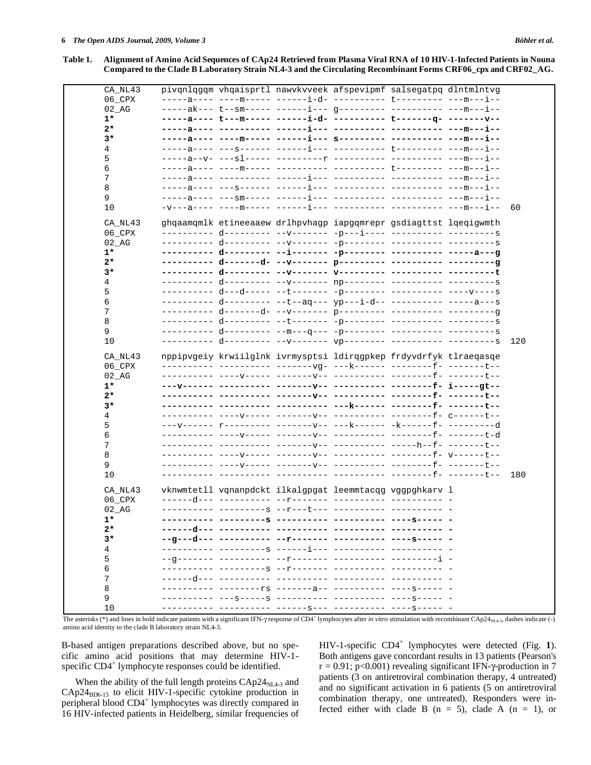**Table 1. Alignment of Amino Acid Sequences of CAp24 Retrieved from Plasma Viral RNA of 10 HIV-1-Infected Patients in Nouna Compared to the Clade B Laboratory Strain NL4-3 and the Circulating Recombinant Forms CRF06_cpx and CRF02_AG.**

```
CA_NL43   pivqnlqgqm vhqaisprtl nawvkvveek afspevipmf salsegatpq dlntmlntvg
06_CPX    -----a---- ----m----- ------i-d- ---------- t--------- ---m---i--
02_AG     -----ak--- t--sm----- ------i--- g--------- ---------- ---m---i--
1*        -----a---- t---m----- ------i-d- ---------- t-------q- -------v--
2*        -----a---- ---------- ------i--- ---------- ---------- ---m---i--
3*        -----a---- ----m----- ------i--- s--------- ---------- ---m---i--
4         -----a---- ---s------ ------i--- ---------- t--------- ---m---i--
5         -----a--v- ---sl----- ---------r ---------- ---------- ---m---i--
6         -----a---- ----m----- ---------- ---------- t--------- ---m---i--
7         -----a---- ---------- ------i--- ---------- ---------- ---m---i--
8         -----a---- ---s------ ------i--- ---------- ---------- ---m---i--
9         -----a---- ---sm----- ------i--- ---------- ---------- ---m---i--
10        -v---a---- ----m----- ------i--- ---------- ---------- ---m---i--  60

CA_NL43   ghqaamqmlk etineeaaew drlhpvhagp iapgqmrepr gsdiagttst lqeqigwmth
06_CPX    ---------- d--------- --v------- -p---i---- ---------- ---------s
02_AG     ---------- d--------- --v------- -p-------- ---------- ---------s
1*        ---------- d--------- --i------- -p-------- ---------- -----a---g
2*        ---------- d-------d- --v------- p--------- ---------- ---------g
3*        ---------- d--------- --v------- v--------- ---------- ---------t
4         ---------- d--------- --v------- np-------- ---------- ---------s
5         ---------- d---d----- --t------- -p-------- ---------- ----v----s
6         ---------- d--------- --t--aq--- yp---i-d-- ---------- -----a---s
7         ---------- d-------d- --v------- p--------- ---------- ---------g
8         ---------- d--------- --t------- -p-------- ---------- ---------s
9         ---------- d--------- --m---q--- -p-------- ---------- ---------s
10        ---------- d--------- --v------- vp-------- ---------- ---------s  120

CA_NL43   nppipvgeiy krwiilglnk ivrmysptsi ldirqgpkep frdyvdrfyk tlraeqasqe
06_CPX    ---------- ---------- -------vg- ---k------ --------f- -------t--
02_AG     ---------- ----v----- -------v-- ---------- --------f- -------t--
1*        ---v------ ---------- -------v-- ---------- --------f- i-----gt--
2*        ---------- ---------- -------v-- ---------- --------f- -------t--
3*        ---------- ---------- ---------- ---k------ --------f- -------t--
4         ---------- ----v----- -------v-- ---------- --------f- c------t--
5         ---v------ r--------- -------v-- ---k------ -k------f- ---------d
6         ---------- ----v----- -------v-- ---------- --------f- -------t-d
7         ---------- ---------- -------v-- ---------- -----h--f- -------t--
8         ---------- ----v----- -------v-- ---------- --------f- v------t--
9         ---------- ----v----- -------v-- ---------- --------f- -------t--
10        ---------- ---------- ---------- ---------- --------f- -------t--  180

CA_NL43   vknwmtetll vqnanpdckt ilkalgpgat leemmtacqg vggpghkarv l
06_CPX    ------d--- ---------- --r------- ---------- ---------- -
02_AG     ---------- ---------s --r---t--- ---------- ---------- -
1*        ---------- ---------s ---------- ---------- ----s----- -
2*        ------d--- ---------- ---------- ---------- ---------- -
3*        --g---d--- ---------- --r------- ---------- ----s----- -
4         ---------- ---------s ------i--- ---------- ---------- -
5         --g------- ---------- --r------- ---------- ---------i -
6         ---------- ---------s --r------- ---------- ---------- -
7         ------d--- ---------- ---------- ---------- ---------- -
8         ---------- --------rs -------a-- ---------- ----s----- -
9         ---------- ---s-----s ---------- ---------- ----s----- -
10        ---------- ---------- ------s--- ---------- ----s----- -
```

The asterisks (*) and lines in bold indicate patients with a significant IFN-γ response of $CD4^+$ lymphocytes after *in vitro* stimulation with recombinant $CAp24_{NL4-3}$, dashes indicate (-) amino acid identity to the clade B laboratory strain NL4-3.

B-based antigen preparations described above, but no specific amino acid positions that may determine HIV-1-specific $CD4^+$ lymphocyte responses could be identified.

When the ability of the full length proteins $CAp24_{NL4-3}$ and $CAp24_{BD6-15}$ to elicit HIV-1-specific cytokine production in peripheral blood $CD4^+$ lymphocytes was directly compared in 16 HIV-infected patients in Heidelberg, similar frequencies of HIV-1-specific $CD4^+$ lymphocytes were detected (Fig. **1**). Both antigens gave concordant results in 13 patients (Pearson's $r = 0.91$; $p<0.001$) revealing significant IFN-γ-production in 7 patients (3 on antiretroviral combination therapy, 4 untreated) and no significant activation in 6 patients (5 on antiretroviral combination therapy, one untreated). Responders were infected either with clade B ($n = 5$), clade A ($n = 1$), or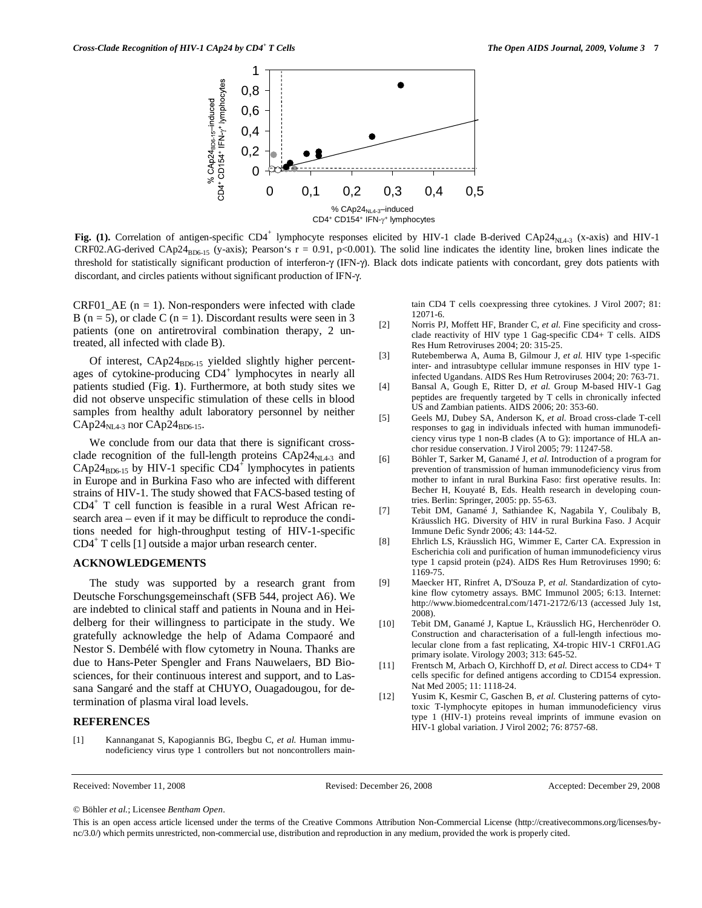1
0,8
0,6
0,4
0,2
0

0 0,1 0,2 0,3 0,4 0,5

% $CAp24_{BD6-15}$–induced $CD4^+$ $CD154^+$ IFN-γ+ lymphocytes

% $CAp24_{NL4-3}$–induced $CD4^+$ $CD154^+$ IFN-γ+ lymphocytes

**Fig. (1).** Correlation of antigen-specific $CD4^+$ lymphocyte responses elicited by HIV-1 clade B-derived $CAp24_{NL4-3}$ (x-axis) and HIV-1 CRF02.AG-derived $CAp24_{BD6-15}$ (y-axis); Pearson's $r = 0.91$, $p<0.001$). The solid line indicates the identity line, broken lines indicate the threshold for statistically significant production of interferon-γ (IFN-γ). Black dots indicate patients with concordant, grey dots patients with discordant, and circles patients without significant production of IFN-γ.

CRF01_AE (n = 1). Non-responders were infected with clade B (n = 5), or clade C (n = 1). Discordant results were seen in 3 patients (one on antiretroviral combination therapy, 2 untreated, all infected with clade B).

Of interest, $CAp24_{BD6-15}$ yielded slightly higher percentages of cytokine-producing $CD4^+$ lymphocytes in nearly all patients studied (Fig. **1**). Furthermore, at both study sites we did not observe unspecific stimulation of these cells in blood samples from healthy adult laboratory personnel by neither $CAp24_{NL4-3}$ nor $CAp24_{BD6-15}$.

We conclude from our data that there is significant cross-clade recognition of the full-length proteins $CAp24_{NL4-3}$ and $CAp24_{BD6-15}$ by HIV-1 specific $CD4^+$ lymphocytes in patients in Europe and in Burkina Faso who are infected with different strains of HIV-1. The study showed that FACS-based testing of $CD4^+$ T cell function is feasible in a rural West African research area – even if it may be difficult to reproduce the conditions needed for high-throughput testing of HIV-1-specific $CD4^+$ T cells [1] outside a major urban research center.

## ACKNOWLEDGEMENTS

The study was supported by a research grant from Deutsche Forschungsgemeinschaft (SFB 544, project A6). We are indebted to clinical staff and patients in Nouna and in Heidelberg for their willingness to participate in the study. We gratefully acknowledge the help of Adama Compaoré and Nestor S. Dembélé with flow cytometry in Nouna. Thanks are due to Hans-Peter Spengler and Frans Nauwelaers, BD Biosciences, for their continuous interest and support, and to Lassana Sangaré and the staff at CHUYO, Ouagadougou, for determination of plasma viral load levels.

## REFERENCES

[1] Kannanganat S, Kapogiannis BG, Ibegbu C, *et al.* Human immunodeficiency virus type 1 controllers but not noncontrollers maintain CD4 T cells coexpressing three cytokines. J Virol 2007; 81: 12071-6.

[2] Norris PJ, Moffett HF, Brander C, *et al.* Fine specificity and cross-clade reactivity of HIV type 1 Gag-specific CD4+ T cells. AIDS Res Hum Retroviruses 2004; 20: 315-25.

[3] Rutebemberwa A, Auma B, Gilmour J, *et al.* HIV type 1-specific inter- and intrasubtype cellular immune responses in HIV type 1-infected Ugandans. AIDS Res Hum Retroviruses 2004; 20: 763-71.

[4] Bansal A, Gough E, Ritter D, *et al.* Group M-based HIV-1 Gag peptides are frequently targeted by T cells in chronically infected US and Zambian patients. AIDS 2006; 20: 353-60.

[5] Geels MJ, Dubey SA, Anderson K, *et al.* Broad cross-clade T-cell responses to gag in individuals infected with human immunodeficiency virus type 1 non-B clades (A to G): importance of HLA anchor residue conservation. J Virol 2005; 79: 11247-58.

[6] Böhler T, Sarker M, Ganamé J, *et al.* Introduction of a program for prevention of transmission of human immunodeficiency virus from mother to infant in rural Burkina Faso: first operative results. In: Becher H, Kouyaté B, Eds. Health research in developing countries. Berlin: Springer, 2005: pp. 55-63.

[7] Tebit DM, Ganamé J, Sathiandee K, Nagabila Y, Coulibaly B, Kräusslich HG. Diversity of HIV in rural Burkina Faso. J Acquir Immune Defic Syndr 2006; 43: 144-52.

[8] Ehrlich LS, Kräusslich HG, Wimmer E, Carter CA. Expression in Escherichia coli and purification of human immunodeficiency virus type 1 capsid protein (p24). AIDS Res Hum Retroviruses 1990; 6: 1169-75.

[9] Maecker HT, Rinfret A, D'Souza P, *et al.* Standardization of cytokine flow cytometry assays. BMC Immunol 2005; 6:13. Internet: http://www.biomedcentral.com/1471-2172/6/13 (accessed July 1st, 2008).

[10] Tebit DM, Ganamé J, Kaptue L, Kräusslich HG, Herchenröder O. Construction and characterisation of a full-length infectious molecular clone from a fast replicating, X4-tropic HIV-1 CRF01.AG primary isolate. Virology 2003; 313: 645-52.

[11] Frentsch M, Arbach O, Kirchhoff D, *et al.* Direct access to CD4+ T cells specific for defined antigens according to CD154 expression. Nat Med 2005; 11: 1118-24.

[12] Yusim K, Kesmir C, Gaschen B, *et al.* Clustering patterns of cytotoxic T-lymphocyte epitopes in human immunodeficiency virus type 1 (HIV-1) proteins reveal imprints of immune evasion on HIV-1 global variation. J Virol 2002; 76: 8757-68.

Received: November 11, 2008 Revised: December 26, 2008 Accepted: December 29, 2008

© Böhler *et al.*; Licensee *Bentham Open*.

This is an open access article licensed under the terms of the Creative Commons Attribution Non-Commercial License (http://creativecommons.org/licenses/by-nc/3.0/) which permits unrestricted, non-commercial use, distribution and reproduction in any medium, provided the work is properly cited.